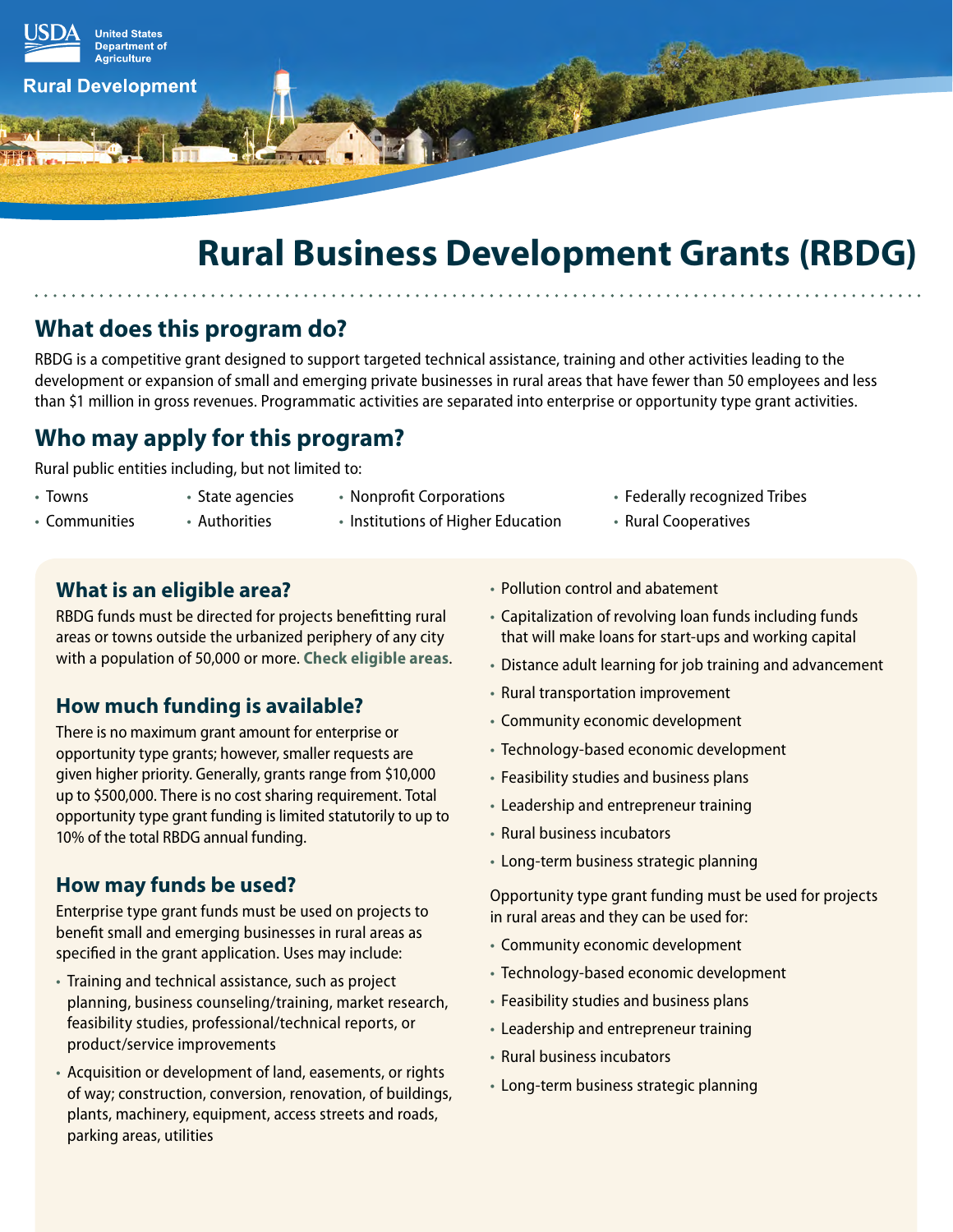USDA United States Department of Agriculture

Rural Development

# Rural Business Development Grants (RBDG)

## What does this program do?

RBDG is a competitive grant designed to support targeted technical assistance, training and other activities leading to the development or expansion of small and emerging private businesses in rural areas that have fewer than 50 employees and less than $1 million in gross revenues. Programmatic activities are separated into enterprise or opportunity type grant activities.

## Who may apply for this program?

Rural public entities including, but not limited to:

- Towns
- Communities
- State agencies
- Authorities
- Nonprofit Corporations
- Institutions of Higher Education
- Federally recognized Tribes
- Rural Cooperatives

### What is an eligible area?

RBDG funds must be directed for projects benefitting rural areas or towns outside the urbanized periphery of any city with a population of 50,000 or more. **Check eligible areas**.

### How much funding is available?

There is no maximum grant amount for enterprise or opportunity type grants; however, smaller requests are given higher priority. Generally, grants range from $10,000 up to $500,000. There is no cost sharing requirement. Total opportunity type grant funding is limited statutorily to up to 10% of the total RBDG annual funding.

### How may funds be used?

Enterprise type grant funds must be used on projects to benefit small and emerging businesses in rural areas as specified in the grant application. Uses may include:

- Training and technical assistance, such as project planning, business counseling/training, market research, feasibility studies, professional/technical reports, or product/service improvements
- Acquisition or development of land, easements, or rights of way; construction, conversion, renovation, of buildings, plants, machinery, equipment, access streets and roads, parking areas, utilities
- Pollution control and abatement
- Capitalization of revolving loan funds including funds that will make loans for start-ups and working capital
- Distance adult learning for job training and advancement
- Rural transportation improvement
- Community economic development
- Technology-based economic development
- Feasibility studies and business plans
- Leadership and entrepreneur training
- Rural business incubators
- Long-term business strategic planning

Opportunity type grant funding must be used for projects in rural areas and they can be used for:

- Community economic development
- Technology-based economic development
- Feasibility studies and business plans
- Leadership and entrepreneur training
- Rural business incubators
- Long-term business strategic planning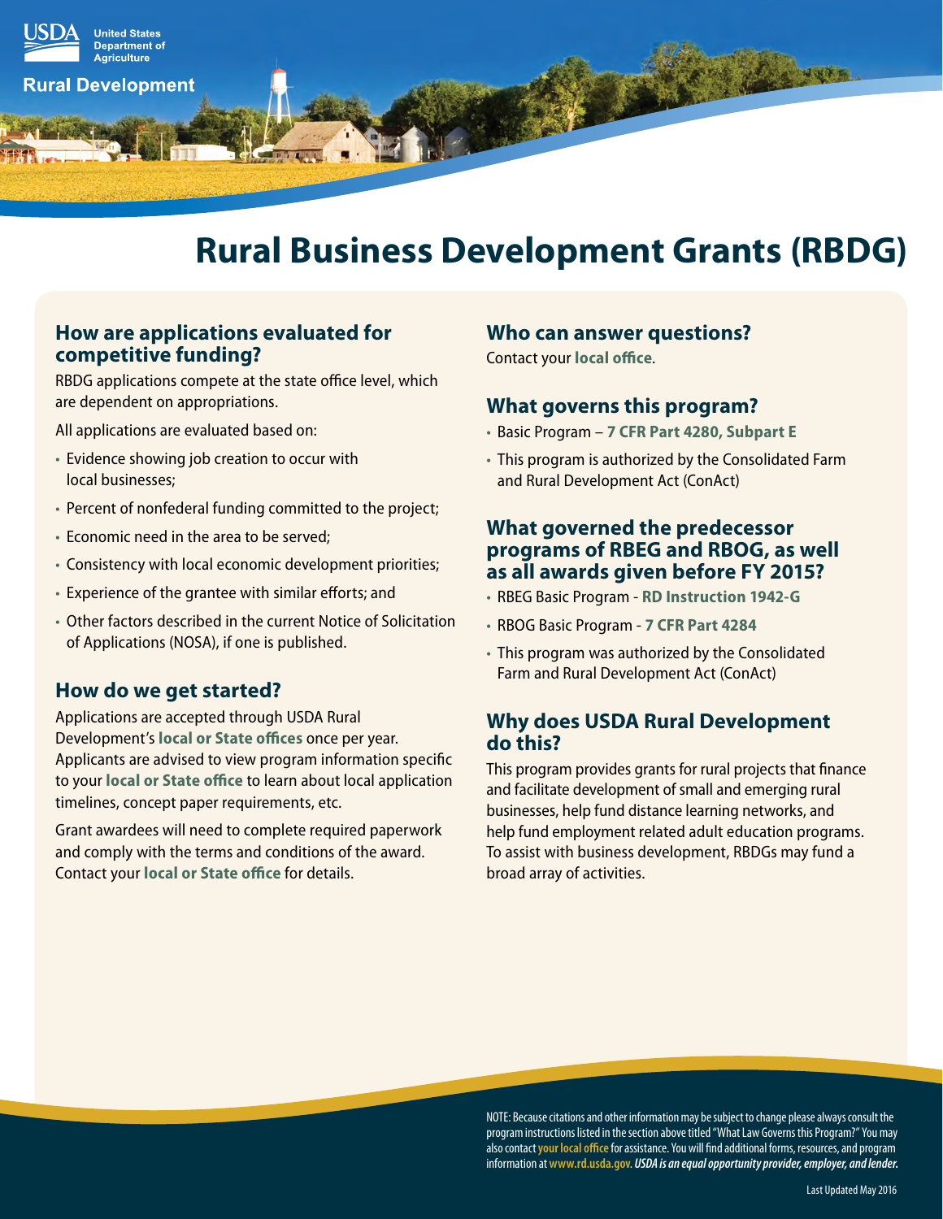# Rural Business Development Grants (RBDG)

## How are applications evaluated for competitive funding?

RBDG applications compete at the state office level, which are dependent on appropriations.

All applications are evaluated based on:

- Evidence showing job creation to occur with local businesses;
- Percent of nonfederal funding committed to the project;
- Economic need in the area to be served;
- Consistency with local economic development priorities;
- Experience of the grantee with similar efforts; and
- Other factors described in the current Notice of Solicitation of Applications (NOSA), if one is published.

## How do we get started?

Applications are accepted through USDA Rural Development's **local or State offices** once per year. Applicants are advised to view program information specific to your **local or State office** to learn about local application timelines, concept paper requirements, etc.

Grant awardees will need to complete required paperwork and comply with the terms and conditions of the award. Contact your **local or State office** for details.

## Who can answer questions?

Contact your **local office**.

## What governs this program?

- Basic Program – **7 CFR Part 4280, Subpart E**
- This program is authorized by the Consolidated Farm and Rural Development Act (ConAct)

## What governed the predecessor programs of RBEG and RBOG, as well as all awards given before FY 2015?

- RBEG Basic Program - **RD Instruction 1942-G**
- RBOG Basic Program - **7 CFR Part 4284**
- This program was authorized by the Consolidated Farm and Rural Development Act (ConAct)

## Why does USDA Rural Development do this?

This program provides grants for rural projects that finance and facilitate development of small and emerging rural businesses, help fund distance learning networks, and help fund employment related adult education programs. To assist with business development, RBDGs may fund a broad array of activities.

NOTE: Because citations and other information may be subject to change please always consult the program instructions listed in the section above titled "What Law Governs this Program?" You may also contact **your local office** for assistance. You will find additional forms, resources, and program information at **www.rd.usda.gov**. ***USDA is an equal opportunity provider, employer, and lender.***

Last Updated May 2016